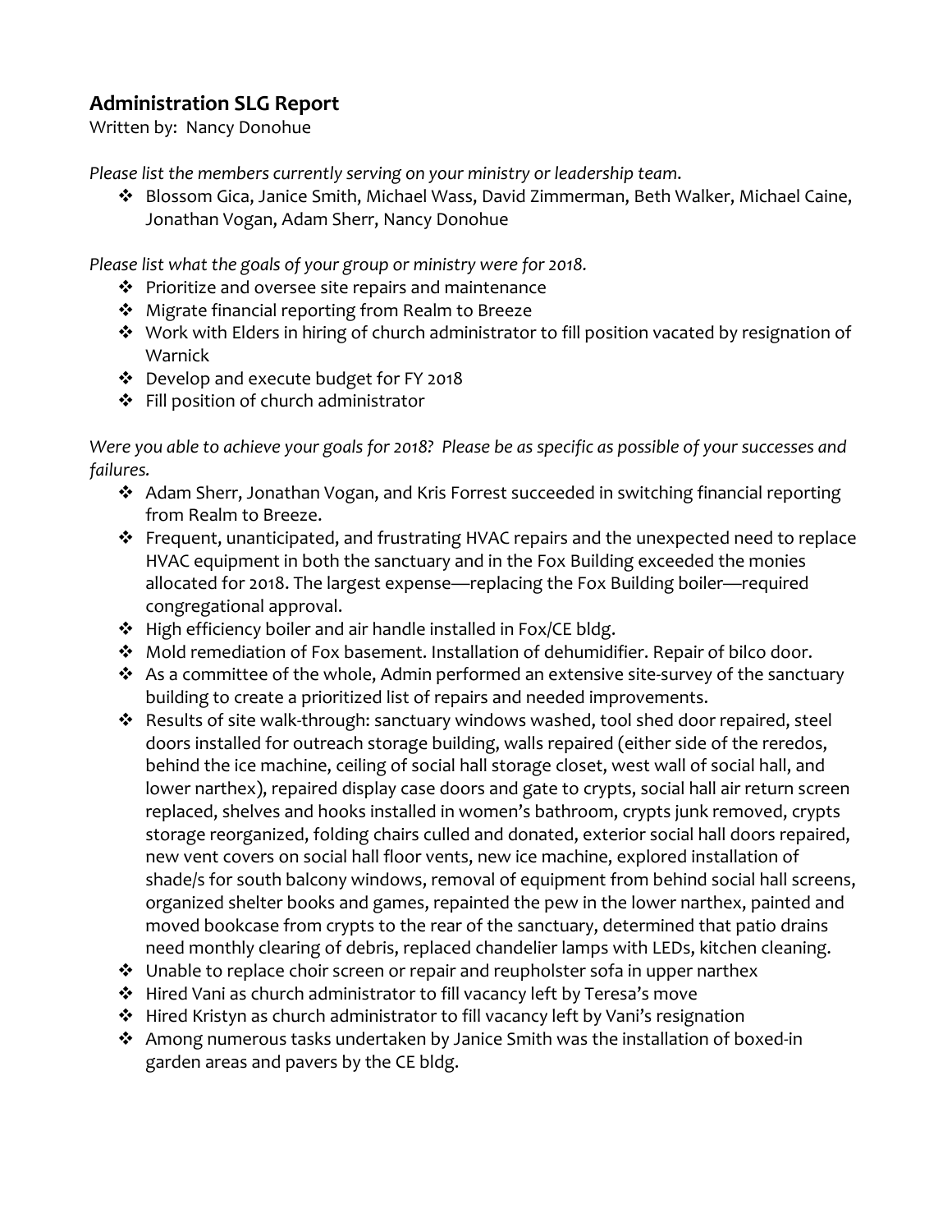## Administration SLG Report

Written by: Nancy Donohue

*Please list the members currently serving on your ministry or leadership team.*

- Blossom Gica, Janice Smith, Michael Wass, David Zimmerman, Beth Walker, Michael Caine, Jonathan Vogan, Adam Sherr, Nancy Donohue

*Please list what the goals of your group or ministry were for 2018.*

- Prioritize and oversee site repairs and maintenance
- Migrate financial reporting from Realm to Breeze
- Work with Elders in hiring of church administrator to fill position vacated by resignation of Warnick
- Develop and execute budget for FY 2018
- Fill position of church administrator

*Were you able to achieve your goals for 2018? Please be as specific as possible of your successes and failures.*

- Adam Sherr, Jonathan Vogan, and Kris Forrest succeeded in switching financial reporting from Realm to Breeze.
- Frequent, unanticipated, and frustrating HVAC repairs and the unexpected need to replace HVAC equipment in both the sanctuary and in the Fox Building exceeded the monies allocated for 2018. The largest expense—replacing the Fox Building boiler—required congregational approval.
- High efficiency boiler and air handle installed in Fox/CE bldg.
- Mold remediation of Fox basement. Installation of dehumidifier. Repair of bilco door.
- As a committee of the whole, Admin performed an extensive site-survey of the sanctuary building to create a prioritized list of repairs and needed improvements.
- Results of site walk-through: sanctuary windows washed, tool shed door repaired, steel doors installed for outreach storage building, walls repaired (either side of the reredos, behind the ice machine, ceiling of social hall storage closet, west wall of social hall, and lower narthex), repaired display case doors and gate to crypts, social hall air return screen replaced, shelves and hooks installed in women's bathroom, crypts junk removed, crypts storage reorganized, folding chairs culled and donated, exterior social hall doors repaired, new vent covers on social hall floor vents, new ice machine, explored installation of shade/s for south balcony windows, removal of equipment from behind social hall screens, organized shelter books and games, repainted the pew in the lower narthex, painted and moved bookcase from crypts to the rear of the sanctuary, determined that patio drains need monthly clearing of debris, replaced chandelier lamps with LEDs, kitchen cleaning.
- Unable to replace choir screen or repair and reupholster sofa in upper narthex
- Hired Vani as church administrator to fill vacancy left by Teresa's move
- Hired Kristyn as church administrator to fill vacancy left by Vani's resignation
- Among numerous tasks undertaken by Janice Smith was the installation of boxed-in garden areas and pavers by the CE bldg.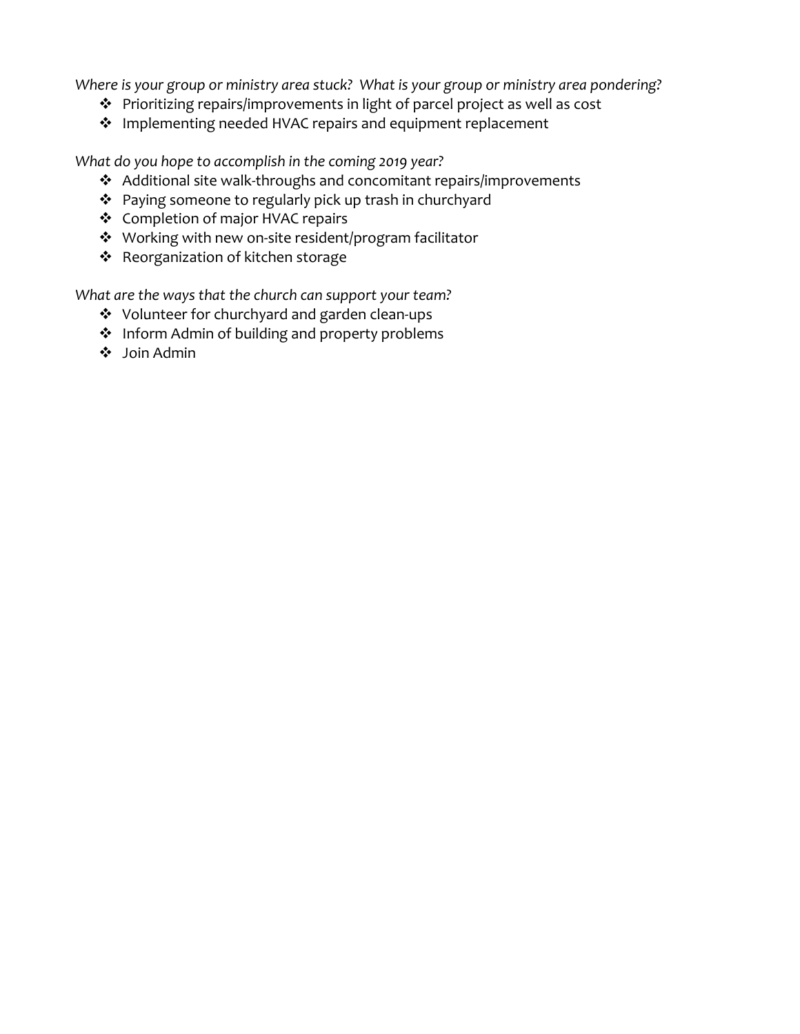*Where is your group or ministry area stuck? What is your group or ministry area pondering?*

- Prioritizing repairs/improvements in light of parcel project as well as cost
- Implementing needed HVAC repairs and equipment replacement

*What do you hope to accomplish in the coming 2019 year?*

- Additional site walk-throughs and concomitant repairs/improvements
- Paying someone to regularly pick up trash in churchyard
- Completion of major HVAC repairs
- Working with new on-site resident/program facilitator
- Reorganization of kitchen storage

*What are the ways that the church can support your team?*

- Volunteer for churchyard and garden clean-ups
- Inform Admin of building and property problems
- Join Admin